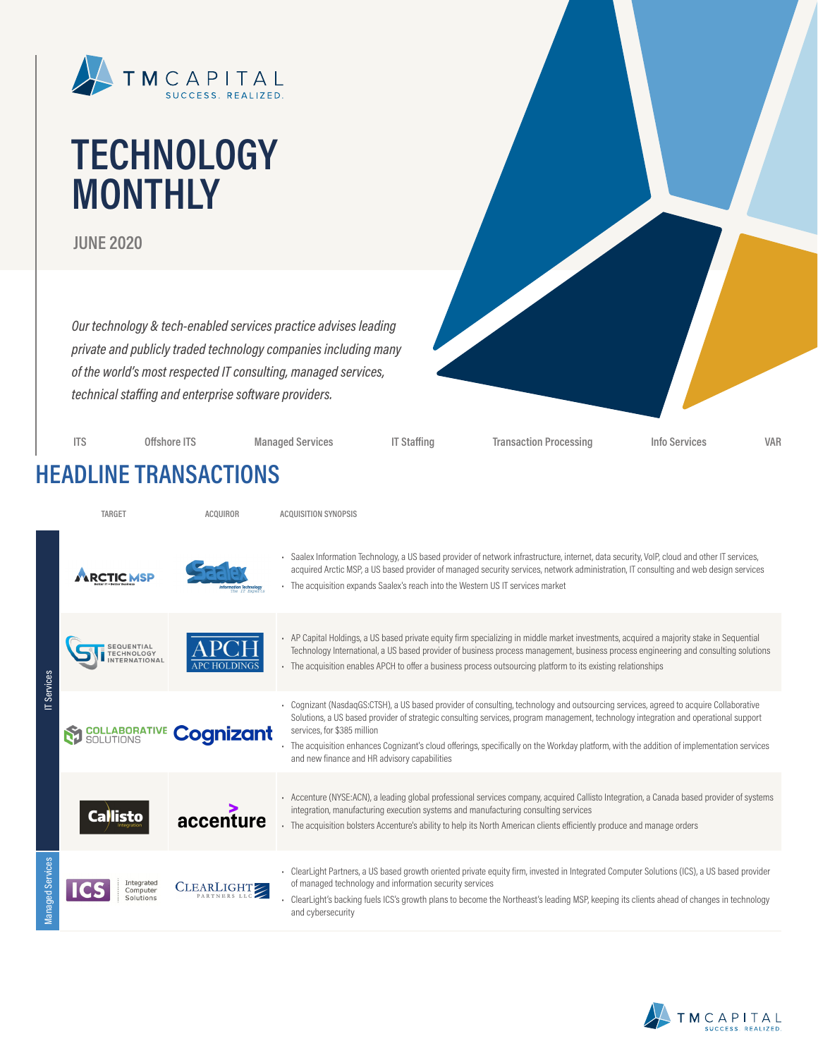TM CAPITAL
SUCCESS. REALIZED.

# TECHNOLOGY MONTHLY

**JUNE 2020**

*Our technology & tech-enabled services practice advises leading private and publicly traded technology companies including many of the world's most respected IT consulting, managed services, technical staffing and enterprise software providers.*

ITS | Offshore ITS | Managed Services | IT Staffing | Transaction Processing | Info Services | VAR

## HEADLINE TRANSACTIONS

| Sector | Target | Acquiror | Acquisition Synopsis |
|---|---|---|---|
| IT Services | Arctic MSP | Saalex Information Technology | • Saalex Information Technology, a US based provider of network infrastructure, internet, data security, VoIP, cloud and other IT services, acquired Arctic MSP, a US based provider of managed security services, network administration, IT consulting and web design services<br>• The acquisition expands Saalex's reach into the Western US IT services market |
| IT Services | Sequential Technology International | APCH (APC Holdings) | • AP Capital Holdings, a US based private equity firm specializing in middle market investments, acquired a majority stake in Sequential Technology International, a US based provider of business process management, business process engineering and consulting solutions<br>• The acquisition enables APCH to offer a business process outsourcing platform to its existing relationships |
| IT Services | Collaborative Solutions | Cognizant | • Cognizant (NasdaqGS:CTSH), a US based provider of consulting, technology and outsourcing services, agreed to acquire Collaborative Solutions, a US based provider of strategic consulting services, program management, technology integration and operational support services, for $385 million<br>• The acquisition enhances Cognizant's cloud offerings, specifically on the Workday platform, with the addition of implementation services and new finance and HR advisory capabilities |
| IT Services | Callisto Integration | accenture | • Accenture (NYSE:ACN), a leading global professional services company, acquired Callisto Integration, a Canada based provider of systems integration, manufacturing execution systems and manufacturing consulting services<br>• The acquisition bolsters Accenture's ability to help its North American clients efficiently produce and manage orders |
| Managed Services | ICS Integrated Computer Solutions | ClearLight Partners LLC | • ClearLight Partners, a US based growth oriented private equity firm, invested in Integrated Computer Solutions (ICS), a US based provider of managed technology and information security services<br>• ClearLight's backing fuels ICS's growth plans to become the Northeast's leading MSP, keeping its clients ahead of changes in technology and cybersecurity |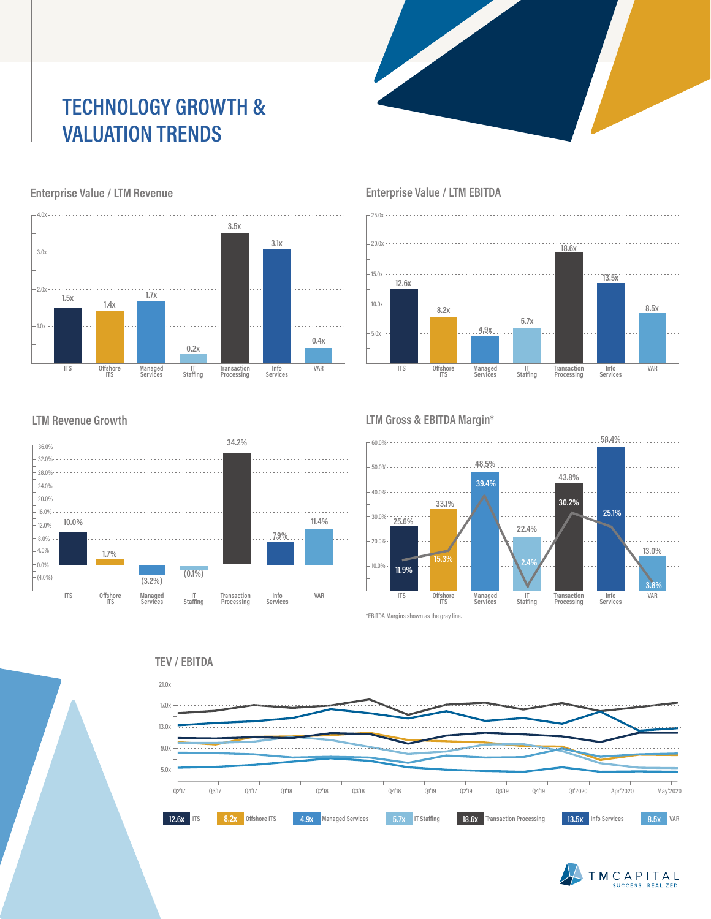# TECHNOLOGY GROWTH & VALUATION TRENDS

### Enterprise Value / LTM Revenue

| ITS | Offshore ITS | Managed Services | IT Staffing | Transaction Processing | Info Services | VAR |
|---|---|---|---|---|---|---|
| 1.5x | 1.4x | 1.7x | 0.2x | 3.5x | 3.1x | 0.4x |

### Enterprise Value / LTM EBITDA

| ITS | Offshore ITS | Managed Services | IT Staffing | Transaction Processing | Info Services | VAR |
|---|---|---|---|---|---|---|
| 12.6x | 8.2x | 4.9x | 5.7x | 18.6x | 13.5x | 8.5x |

### LTM Revenue Growth

| ITS | Offshore ITS | Managed Services | IT Staffing | Transaction Processing | Info Services | VAR |
|---|---|---|---|---|---|---|
| 10.0% | 1.7% | (3.2%) | (0.1%) | 34.2% | 7.9% | 11.4% |

### LTM Gross & EBITDA Margin*

| | ITS | Offshore ITS | Managed Services | IT Staffing | Transaction Processing | Info Services | VAR |
|---|---|---|---|---|---|---|---|
| Gross Margin | 25.6% | 33.1% | 48.5% | 22.4% | 43.8% | 58.4% | 13.0% |
| EBITDA Margin | 11.9% | 15.3% | 39.4% | 2.4% | 30.2% | 25.1% | 3.8% |

*EBITDA Margins shown as the gray line.

### TEV / EBITDA

Q2'17 – May'2020

| 12.6x | 8.2x | 4.9x | 5.7x | 18.6x | 13.5x | 8.5x |
|---|---|---|---|---|---|---|
| ITS | Offshore ITS | Managed Services | IT Staffing | Transaction Processing | Info Services | VAR |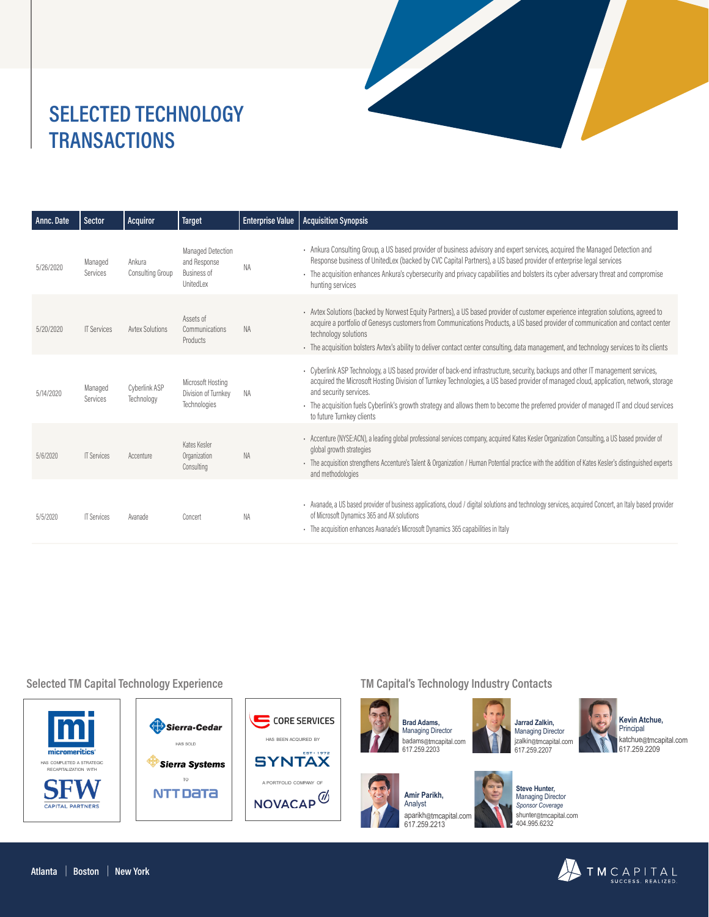# SELECTED TECHNOLOGY TRANSACTIONS

| Annc. Date | Sector | Acquiror | Target | Enterprise Value | Acquisition Synopsis |
|---|---|---|---|---|---|
| 5/26/2020 | Managed Services | Ankura Consulting Group | Managed Detection and Response Business of UnitedLex | NA | • Ankura Consulting Group, a US based provider of business advisory and expert services, acquired the Managed Detection and Response business of UnitedLex (backed by CVC Capital Partners), a US based provider of enterprise legal services<br>• The acquisition enhances Ankura's cybersecurity and privacy capabilities and bolsters its cyber adversary threat and compromise hunting services |
| 5/20/2020 | IT Services | Avtex Solutions | Assets of Communications Products | NA | • Avtex Solutions (backed by Norwest Equity Partners), a US based provider of customer experience integration solutions, agreed to acquire a portfolio of Genesys customers from Communications Products, a US based provider of communication and contact center technology solutions<br>• The acquisition bolsters Avtex's ability to deliver contact center consulting, data management, and technology services to its clients |
| 5/14/2020 | Managed Services | Cyberlink ASP Technology | Microsoft Hosting Division of Turnkey Technologies | NA | • Cyberlink ASP Technology, a US based provider of back-end infrastructure, security, backups and other IT management services, acquired the Microsoft Hosting Division of Turnkey Technologies, a US based provider of managed cloud, application, network, storage and security services.<br>• The acquisition fuels Cyberlink's growth strategy and allows them to become the preferred provider of managed IT and cloud services to future Turnkey clients |
| 5/6/2020 | IT Services | Accenture | Kates Kesler Organization Consulting | NA | • Accenture (NYSE:ACN), a leading global professional services company, acquired Kates Kesler Organization Consulting, a US based provider of global growth strategies<br>• The acquisition strengthens Accenture's Talent & Organization / Human Potential practice with the addition of Kates Kesler's distinguished experts and methodologies |
| 5/5/2020 | IT Services | Avanade | Concert | NA | • Avanade, a US based provider of business applications, cloud / digital solutions and technology services, acquired Concert, an Italy based provider of Microsoft Dynamics 365 and AX solutions<br>• The acquisition enhances Avanade's Microsoft Dynamics 365 capabilities in Italy |

## Selected TM Capital Technology Experience

micromeritics HAS COMPLETED A STRATEGIC RECAPITALIZATION WITH SFW CAPITAL PARTNERS

Sierra-Cedar HAS SOLD Sierra Systems TO NTT DATA

CORE SERVICES HAS BEEN ACQUIRED BY SYNTAX A PORTFOLIO COMPANY OF NOVACAP

## TM Capital's Technology Industry Contacts

**Brad Adams,** Managing Director
badams@tmcapital.com
617.259.2203

**Jarrad Zalkin,** Managing Director
jzalkin@tmcapital.com
617.259.2207

**Kevin Atchue,** Principal
katchue@tmcapital.com
617.259.2209

**Amir Parikh,** Analyst
aparikh@tmcapital.com
617.259.2213

**Steve Hunter,** Managing Director
*Sponsor Coverage*
shunter@tmcapital.com
404.995.6232

Atlanta | Boston | New York

TM CAPITAL SUCCESS. REALIZED.